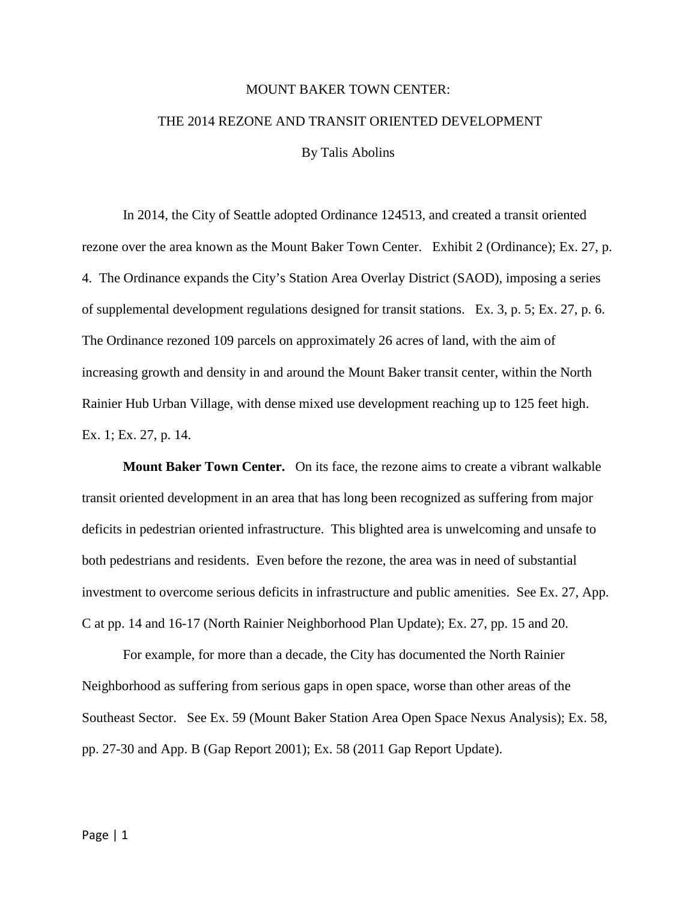# MOUNT BAKER TOWN CENTER:

# THE 2014 REZONE AND TRANSIT ORIENTED DEVELOPMENT

By Talis Abolins

In 2014, the City of Seattle adopted Ordinance 124513, and created a transit oriented rezone over the area known as the Mount Baker Town Center. Exhibit 2 (Ordinance); Ex. 27, p. 4. The Ordinance expands the City's Station Area Overlay District (SAOD), imposing a series of supplemental development regulations designed for transit stations. Ex. 3, p. 5; Ex. 27, p. 6. The Ordinance rezoned 109 parcels on approximately 26 acres of land, with the aim of increasing growth and density in and around the Mount Baker transit center, within the North Rainier Hub Urban Village, with dense mixed use development reaching up to 125 feet high. Ex. 1; Ex. 27, p. 14.

**Mount Baker Town Center.** On its face, the rezone aims to create a vibrant walkable transit oriented development in an area that has long been recognized as suffering from major deficits in pedestrian oriented infrastructure. This blighted area is unwelcoming and unsafe to both pedestrians and residents. Even before the rezone, the area was in need of substantial investment to overcome serious deficits in infrastructure and public amenities. See Ex. 27, App. C at pp. 14 and 16-17 (North Rainier Neighborhood Plan Update); Ex. 27, pp. 15 and 20.

For example, for more than a decade, the City has documented the North Rainier Neighborhood as suffering from serious gaps in open space, worse than other areas of the Southeast Sector. See Ex. 59 (Mount Baker Station Area Open Space Nexus Analysis); Ex. 58, pp. 27-30 and App. B (Gap Report 2001); Ex. 58 (2011 Gap Report Update).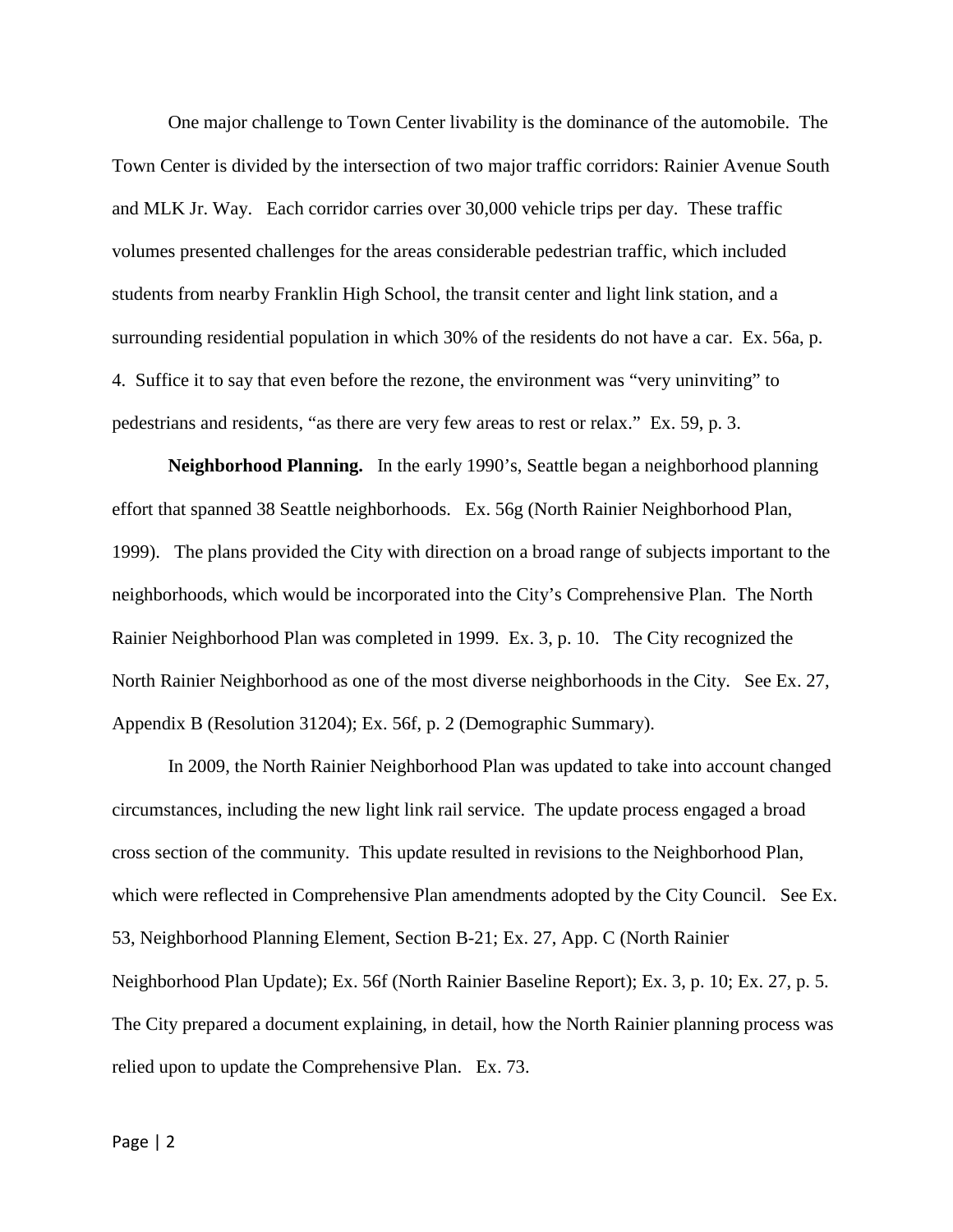One major challenge to Town Center livability is the dominance of the automobile. The Town Center is divided by the intersection of two major traffic corridors: Rainier Avenue South and MLK Jr. Way. Each corridor carries over 30,000 vehicle trips per day. These traffic volumes presented challenges for the areas considerable pedestrian traffic, which included students from nearby Franklin High School, the transit center and light link station, and a surrounding residential population in which 30% of the residents do not have a car. Ex. 56a, p. 4. Suffice it to say that even before the rezone, the environment was "very uninviting" to pedestrians and residents, "as there are very few areas to rest or relax." Ex. 59, p. 3.

**Neighborhood Planning.** In the early 1990's, Seattle began a neighborhood planning effort that spanned 38 Seattle neighborhoods. Ex. 56g (North Rainier Neighborhood Plan, 1999). The plans provided the City with direction on a broad range of subjects important to the neighborhoods, which would be incorporated into the City's Comprehensive Plan. The North Rainier Neighborhood Plan was completed in 1999. Ex. 3, p. 10. The City recognized the North Rainier Neighborhood as one of the most diverse neighborhoods in the City. See Ex. 27, Appendix B (Resolution 31204); Ex. 56f, p. 2 (Demographic Summary).

In 2009, the North Rainier Neighborhood Plan was updated to take into account changed circumstances, including the new light link rail service. The update process engaged a broad cross section of the community. This update resulted in revisions to the Neighborhood Plan, which were reflected in Comprehensive Plan amendments adopted by the City Council. See Ex. 53, Neighborhood Planning Element, Section B-21; Ex. 27, App. C (North Rainier Neighborhood Plan Update); Ex. 56f (North Rainier Baseline Report); Ex. 3, p. 10; Ex. 27, p. 5. The City prepared a document explaining, in detail, how the North Rainier planning process was relied upon to update the Comprehensive Plan. Ex. 73.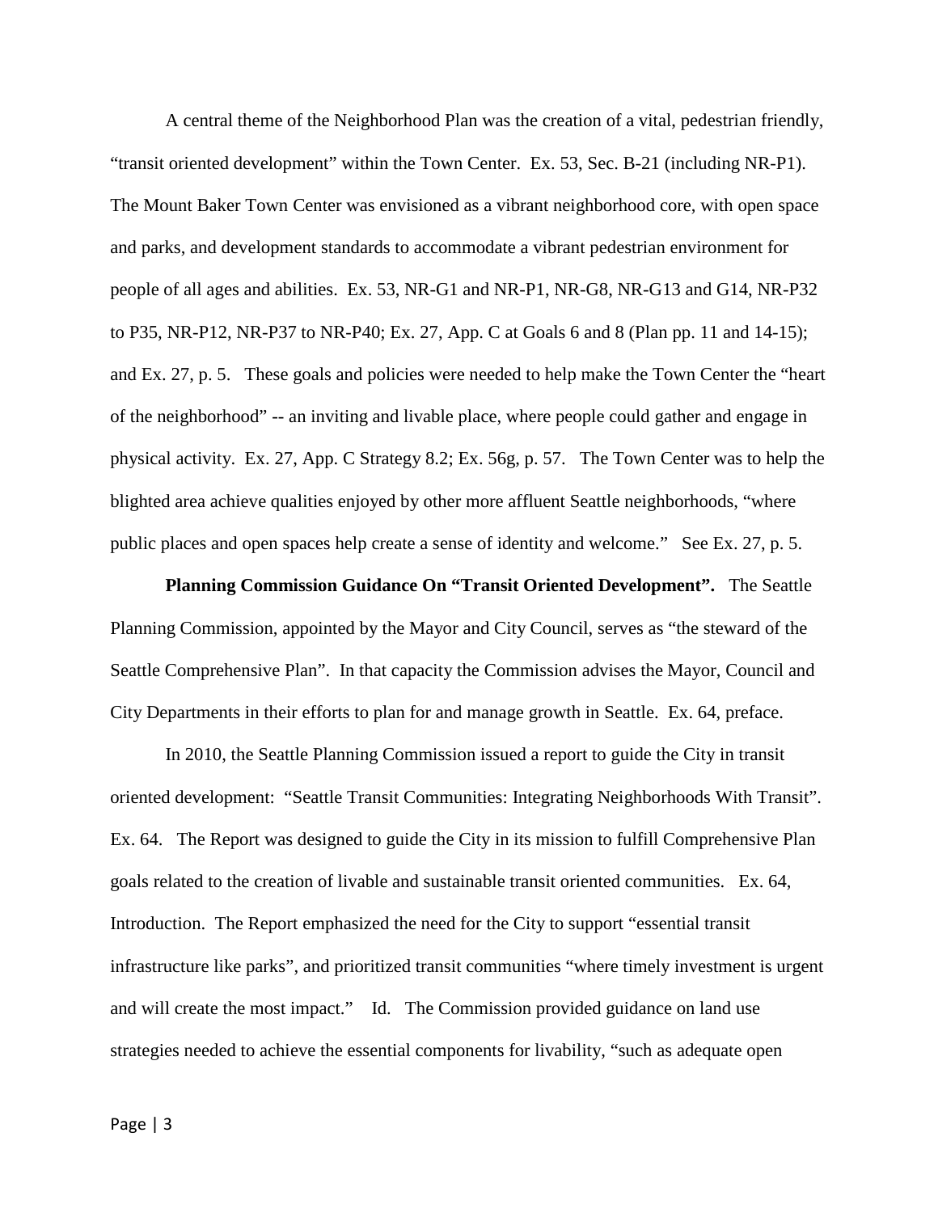A central theme of the Neighborhood Plan was the creation of a vital, pedestrian friendly, "transit oriented development" within the Town Center. Ex. 53, Sec. B-21 (including NR-P1). The Mount Baker Town Center was envisioned as a vibrant neighborhood core, with open space and parks, and development standards to accommodate a vibrant pedestrian environment for people of all ages and abilities. Ex. 53, NR-G1 and NR-P1, NR-G8, NR-G13 and G14, NR-P32 to P35, NR-P12, NR-P37 to NR-P40; Ex. 27, App. C at Goals 6 and 8 (Plan pp. 11 and 14-15); and Ex. 27, p. 5. These goals and policies were needed to help make the Town Center the "heart of the neighborhood" -- an inviting and livable place, where people could gather and engage in physical activity. Ex. 27, App. C Strategy 8.2; Ex. 56g, p. 57. The Town Center was to help the blighted area achieve qualities enjoyed by other more affluent Seattle neighborhoods, "where public places and open spaces help create a sense of identity and welcome." See Ex. 27, p. 5.

**Planning Commission Guidance On "Transit Oriented Development".** The Seattle Planning Commission, appointed by the Mayor and City Council, serves as "the steward of the Seattle Comprehensive Plan". In that capacity the Commission advises the Mayor, Council and City Departments in their efforts to plan for and manage growth in Seattle. Ex. 64, preface.

In 2010, the Seattle Planning Commission issued a report to guide the City in transit oriented development: "Seattle Transit Communities: Integrating Neighborhoods With Transit". Ex. 64. The Report was designed to guide the City in its mission to fulfill Comprehensive Plan goals related to the creation of livable and sustainable transit oriented communities. Ex. 64, Introduction. The Report emphasized the need for the City to support "essential transit infrastructure like parks", and prioritized transit communities "where timely investment is urgent and will create the most impact." Id. The Commission provided guidance on land use strategies needed to achieve the essential components for livability, "such as adequate open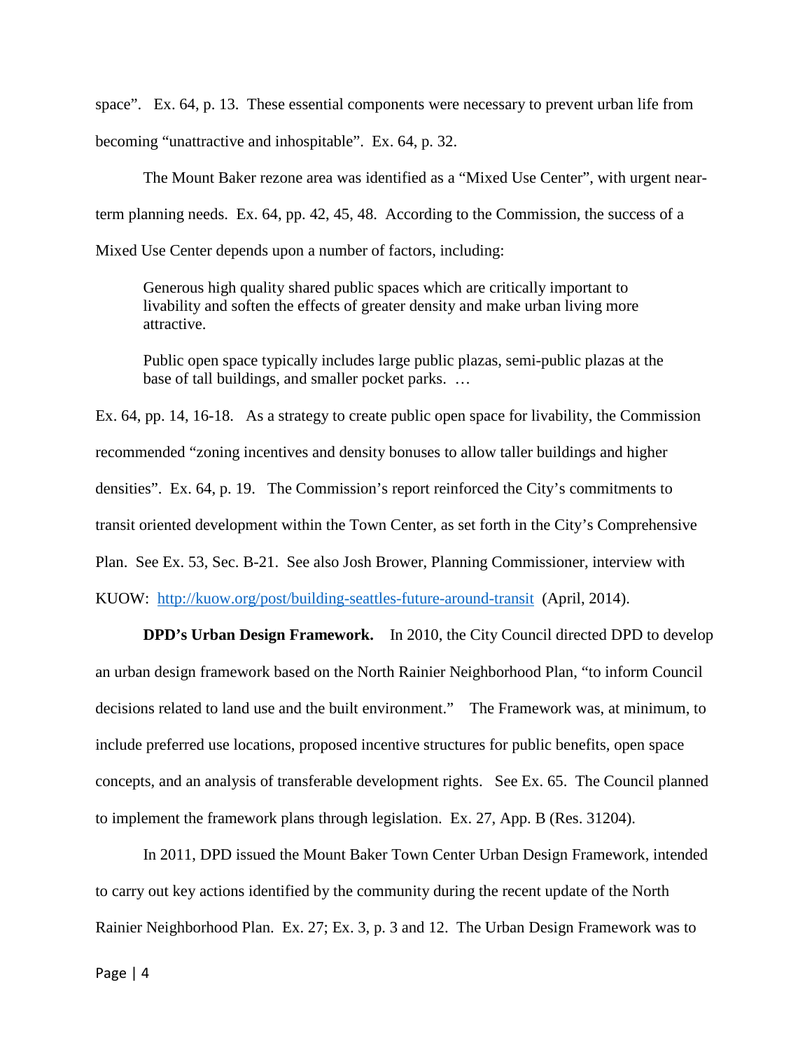space". Ex. 64, p. 13. These essential components were necessary to prevent urban life from becoming "unattractive and inhospitable". Ex. 64, p. 32.

The Mount Baker rezone area was identified as a "Mixed Use Center", with urgent near-term planning needs. Ex. 64, pp. 42, 45, 48. According to the Commission, the success of a Mixed Use Center depends upon a number of factors, including:

> Generous high quality shared public spaces which are critically important to livability and soften the effects of greater density and make urban living more attractive.
>
> Public open space typically includes large public plazas, semi-public plazas at the base of tall buildings, and smaller pocket parks. …

Ex. 64, pp. 14, 16-18. As a strategy to create public open space for livability, the Commission recommended "zoning incentives and density bonuses to allow taller buildings and higher densities". Ex. 64, p. 19. The Commission's report reinforced the City's commitments to transit oriented development within the Town Center, as set forth in the City's Comprehensive Plan. See Ex. 53, Sec. B-21. See also Josh Brower, Planning Commissioner, interview with KUOW: http://kuow.org/post/building-seattles-future-around-transit (April, 2014).

**DPD's Urban Design Framework.** In 2010, the City Council directed DPD to develop an urban design framework based on the North Rainier Neighborhood Plan, "to inform Council decisions related to land use and the built environment." The Framework was, at minimum, to include preferred use locations, proposed incentive structures for public benefits, open space concepts, and an analysis of transferable development rights. See Ex. 65. The Council planned to implement the framework plans through legislation. Ex. 27, App. B (Res. 31204).

In 2011, DPD issued the Mount Baker Town Center Urban Design Framework, intended to carry out key actions identified by the community during the recent update of the North Rainier Neighborhood Plan. Ex. 27; Ex. 3, p. 3 and 12. The Urban Design Framework was to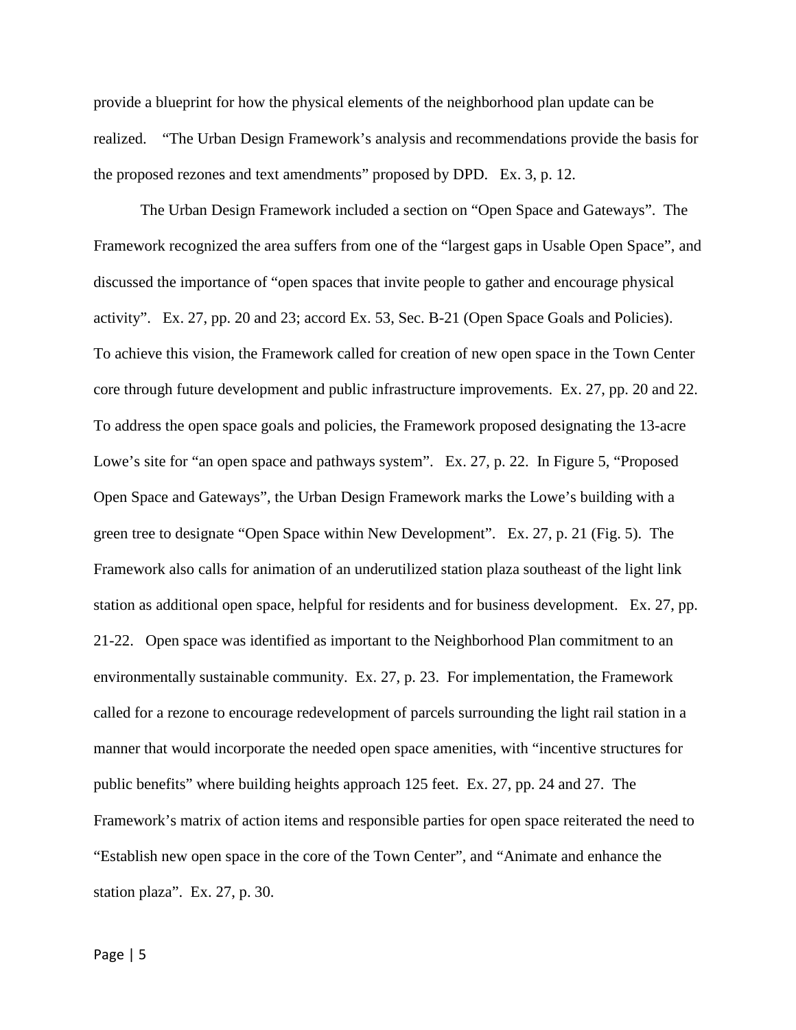provide a blueprint for how the physical elements of the neighborhood plan update can be realized. "The Urban Design Framework's analysis and recommendations provide the basis for the proposed rezones and text amendments" proposed by DPD. Ex. 3, p. 12.

The Urban Design Framework included a section on "Open Space and Gateways". The Framework recognized the area suffers from one of the "largest gaps in Usable Open Space", and discussed the importance of "open spaces that invite people to gather and encourage physical activity". Ex. 27, pp. 20 and 23; accord Ex. 53, Sec. B-21 (Open Space Goals and Policies). To achieve this vision, the Framework called for creation of new open space in the Town Center core through future development and public infrastructure improvements. Ex. 27, pp. 20 and 22. To address the open space goals and policies, the Framework proposed designating the 13-acre Lowe's site for "an open space and pathways system". Ex. 27, p. 22. In Figure 5, "Proposed Open Space and Gateways", the Urban Design Framework marks the Lowe's building with a green tree to designate "Open Space within New Development". Ex. 27, p. 21 (Fig. 5). The Framework also calls for animation of an underutilized station plaza southeast of the light link station as additional open space, helpful for residents and for business development. Ex. 27, pp. 21-22. Open space was identified as important to the Neighborhood Plan commitment to an environmentally sustainable community. Ex. 27, p. 23. For implementation, the Framework called for a rezone to encourage redevelopment of parcels surrounding the light rail station in a manner that would incorporate the needed open space amenities, with "incentive structures for public benefits" where building heights approach 125 feet. Ex. 27, pp. 24 and 27. The Framework's matrix of action items and responsible parties for open space reiterated the need to "Establish new open space in the core of the Town Center", and "Animate and enhance the station plaza". Ex. 27, p. 30.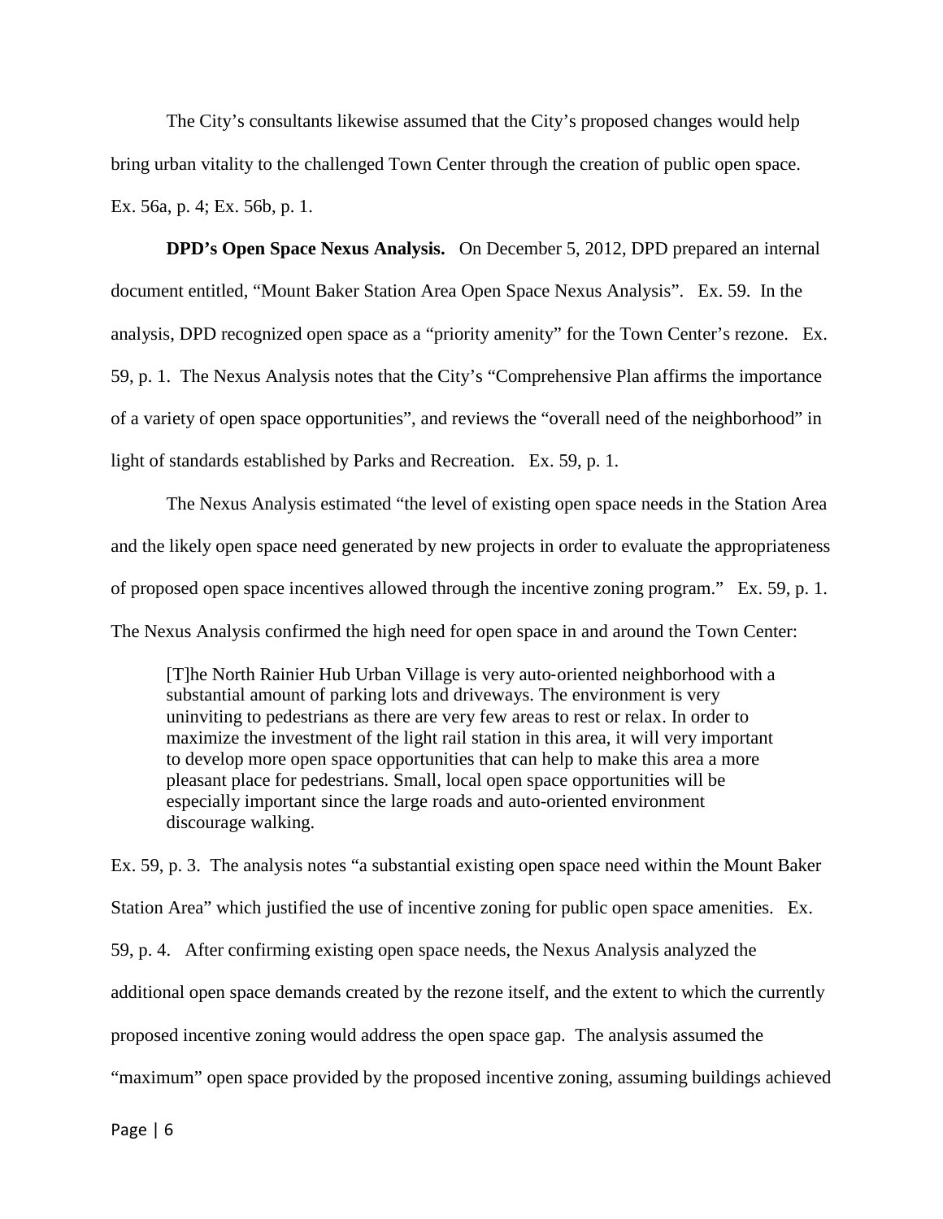The City's consultants likewise assumed that the City's proposed changes would help bring urban vitality to the challenged Town Center through the creation of public open space. Ex. 56a, p. 4; Ex. 56b, p. 1.

**DPD's Open Space Nexus Analysis.** On December 5, 2012, DPD prepared an internal document entitled, "Mount Baker Station Area Open Space Nexus Analysis". Ex. 59. In the analysis, DPD recognized open space as a "priority amenity" for the Town Center's rezone. Ex. 59, p. 1. The Nexus Analysis notes that the City's "Comprehensive Plan affirms the importance of a variety of open space opportunities", and reviews the "overall need of the neighborhood" in light of standards established by Parks and Recreation. Ex. 59, p. 1.

The Nexus Analysis estimated "the level of existing open space needs in the Station Area and the likely open space need generated by new projects in order to evaluate the appropriateness of proposed open space incentives allowed through the incentive zoning program." Ex. 59, p. 1. The Nexus Analysis confirmed the high need for open space in and around the Town Center:

> [T]he North Rainier Hub Urban Village is very auto-oriented neighborhood with a substantial amount of parking lots and driveways. The environment is very uninviting to pedestrians as there are very few areas to rest or relax. In order to maximize the investment of the light rail station in this area, it will very important to develop more open space opportunities that can help to make this area a more pleasant place for pedestrians. Small, local open space opportunities will be especially important since the large roads and auto-oriented environment discourage walking.

Ex. 59, p. 3. The analysis notes "a substantial existing open space need within the Mount Baker Station Area" which justified the use of incentive zoning for public open space amenities. Ex. 59, p. 4. After confirming existing open space needs, the Nexus Analysis analyzed the additional open space demands created by the rezone itself, and the extent to which the currently proposed incentive zoning would address the open space gap. The analysis assumed the "maximum" open space provided by the proposed incentive zoning, assuming buildings achieved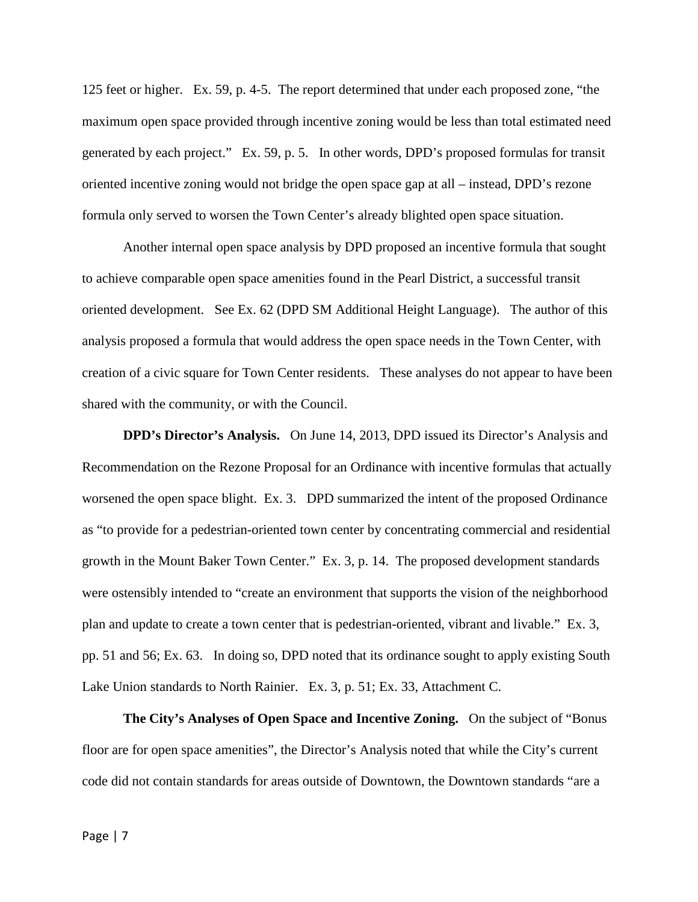125 feet or higher. Ex. 59, p. 4-5. The report determined that under each proposed zone, "the maximum open space provided through incentive zoning would be less than total estimated need generated by each project." Ex. 59, p. 5. In other words, DPD's proposed formulas for transit oriented incentive zoning would not bridge the open space gap at all – instead, DPD's rezone formula only served to worsen the Town Center's already blighted open space situation.

Another internal open space analysis by DPD proposed an incentive formula that sought to achieve comparable open space amenities found in the Pearl District, a successful transit oriented development. See Ex. 62 (DPD SM Additional Height Language). The author of this analysis proposed a formula that would address the open space needs in the Town Center, with creation of a civic square for Town Center residents. These analyses do not appear to have been shared with the community, or with the Council.

**DPD's Director's Analysis.** On June 14, 2013, DPD issued its Director's Analysis and Recommendation on the Rezone Proposal for an Ordinance with incentive formulas that actually worsened the open space blight. Ex. 3. DPD summarized the intent of the proposed Ordinance as "to provide for a pedestrian-oriented town center by concentrating commercial and residential growth in the Mount Baker Town Center." Ex. 3, p. 14. The proposed development standards were ostensibly intended to "create an environment that supports the vision of the neighborhood plan and update to create a town center that is pedestrian-oriented, vibrant and livable." Ex. 3, pp. 51 and 56; Ex. 63. In doing so, DPD noted that its ordinance sought to apply existing South Lake Union standards to North Rainier. Ex. 3, p. 51; Ex. 33, Attachment C.

**The City's Analyses of Open Space and Incentive Zoning.** On the subject of "Bonus floor are for open space amenities", the Director's Analysis noted that while the City's current code did not contain standards for areas outside of Downtown, the Downtown standards "are a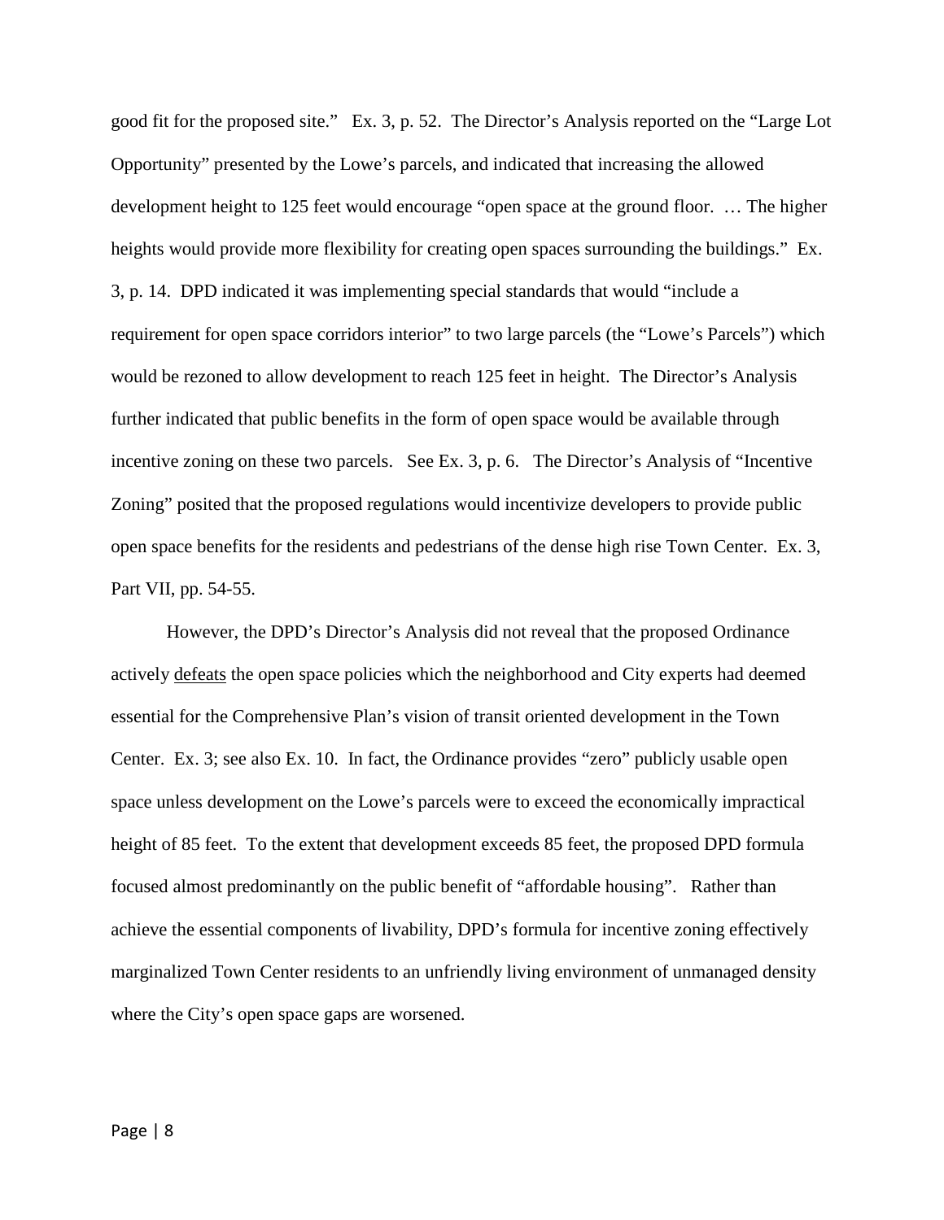good fit for the proposed site." Ex. 3, p. 52. The Director's Analysis reported on the "Large Lot Opportunity" presented by the Lowe's parcels, and indicated that increasing the allowed development height to 125 feet would encourage "open space at the ground floor. … The higher heights would provide more flexibility for creating open spaces surrounding the buildings." Ex. 3, p. 14. DPD indicated it was implementing special standards that would "include a requirement for open space corridors interior" to two large parcels (the "Lowe's Parcels") which would be rezoned to allow development to reach 125 feet in height. The Director's Analysis further indicated that public benefits in the form of open space would be available through incentive zoning on these two parcels. See Ex. 3, p. 6. The Director's Analysis of "Incentive Zoning" posited that the proposed regulations would incentivize developers to provide public open space benefits for the residents and pedestrians of the dense high rise Town Center. Ex. 3, Part VII, pp. 54-55.

However, the DPD's Director's Analysis did not reveal that the proposed Ordinance actively <u>defeats</u> the open space policies which the neighborhood and City experts had deemed essential for the Comprehensive Plan's vision of transit oriented development in the Town Center. Ex. 3; see also Ex. 10. In fact, the Ordinance provides "zero" publicly usable open space unless development on the Lowe's parcels were to exceed the economically impractical height of 85 feet. To the extent that development exceeds 85 feet, the proposed DPD formula focused almost predominantly on the public benefit of "affordable housing". Rather than achieve the essential components of livability, DPD's formula for incentive zoning effectively marginalized Town Center residents to an unfriendly living environment of unmanaged density where the City's open space gaps are worsened.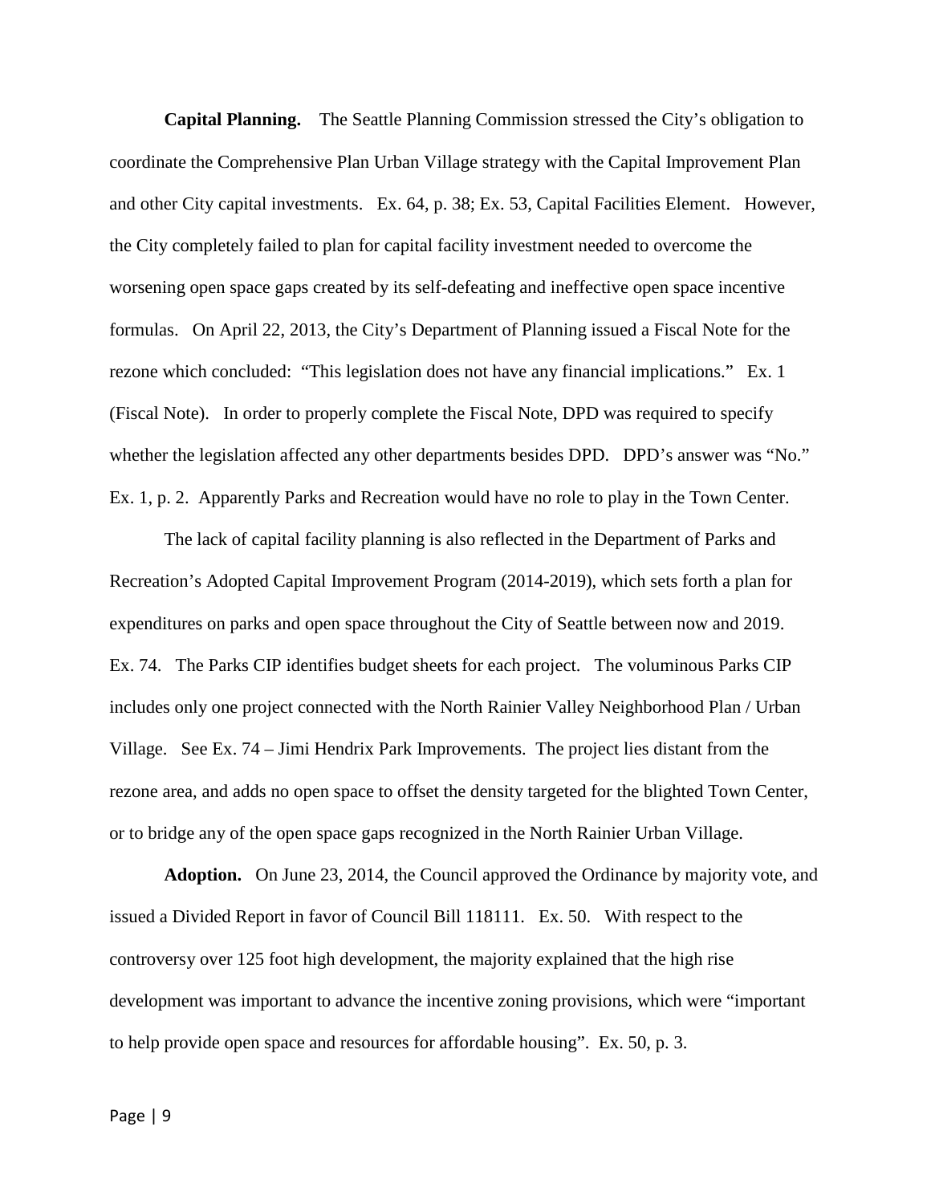**Capital Planning.** The Seattle Planning Commission stressed the City's obligation to coordinate the Comprehensive Plan Urban Village strategy with the Capital Improvement Plan and other City capital investments. Ex. 64, p. 38; Ex. 53, Capital Facilities Element. However, the City completely failed to plan for capital facility investment needed to overcome the worsening open space gaps created by its self-defeating and ineffective open space incentive formulas. On April 22, 2013, the City's Department of Planning issued a Fiscal Note for the rezone which concluded: "This legislation does not have any financial implications." Ex. 1 (Fiscal Note). In order to properly complete the Fiscal Note, DPD was required to specify whether the legislation affected any other departments besides DPD. DPD's answer was "No." Ex. 1, p. 2. Apparently Parks and Recreation would have no role to play in the Town Center.

The lack of capital facility planning is also reflected in the Department of Parks and Recreation's Adopted Capital Improvement Program (2014-2019), which sets forth a plan for expenditures on parks and open space throughout the City of Seattle between now and 2019. Ex. 74. The Parks CIP identifies budget sheets for each project. The voluminous Parks CIP includes only one project connected with the North Rainier Valley Neighborhood Plan / Urban Village. See Ex. 74 – Jimi Hendrix Park Improvements. The project lies distant from the rezone area, and adds no open space to offset the density targeted for the blighted Town Center, or to bridge any of the open space gaps recognized in the North Rainier Urban Village.

**Adoption.** On June 23, 2014, the Council approved the Ordinance by majority vote, and issued a Divided Report in favor of Council Bill 118111. Ex. 50. With respect to the controversy over 125 foot high development, the majority explained that the high rise development was important to advance the incentive zoning provisions, which were "important to help provide open space and resources for affordable housing". Ex. 50, p. 3.